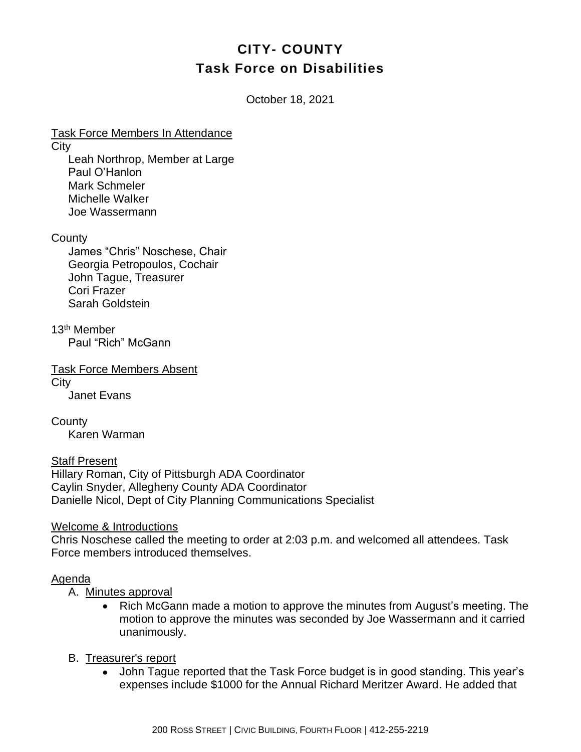# CITY- COUNTY
## Task Force on Disabilities

October 18, 2021

Task Force Members In Attendance

City

Leah Northrop, Member at Large
Paul O'Hanlon
Mark Schmeler
Michelle Walker
Joe Wassermann

County

James "Chris" Noschese, Chair
Georgia Petropoulos, Cochair
John Tague, Treasurer
Cori Frazer
Sarah Goldstein

13th Member

Paul "Rich" McGann

Task Force Members Absent

City

Janet Evans

County

Karen Warman

Staff Present

Hillary Roman, City of Pittsburgh ADA Coordinator
Caylin Snyder, Allegheny County ADA Coordinator
Danielle Nicol, Dept of City Planning Communications Specialist

Welcome & Introductions

Chris Noschese called the meeting to order at 2:03 p.m. and welcomed all attendees. Task Force members introduced themselves.

Agenda

A. Minutes approval
   - Rich McGann made a motion to approve the minutes from August's meeting. The motion to approve the minutes was seconded by Joe Wassermann and it carried unanimously.

B. Treasurer's report
   - John Tague reported that the Task Force budget is in good standing. This year's expenses include $1000 for the Annual Richard Meritzer Award. He added that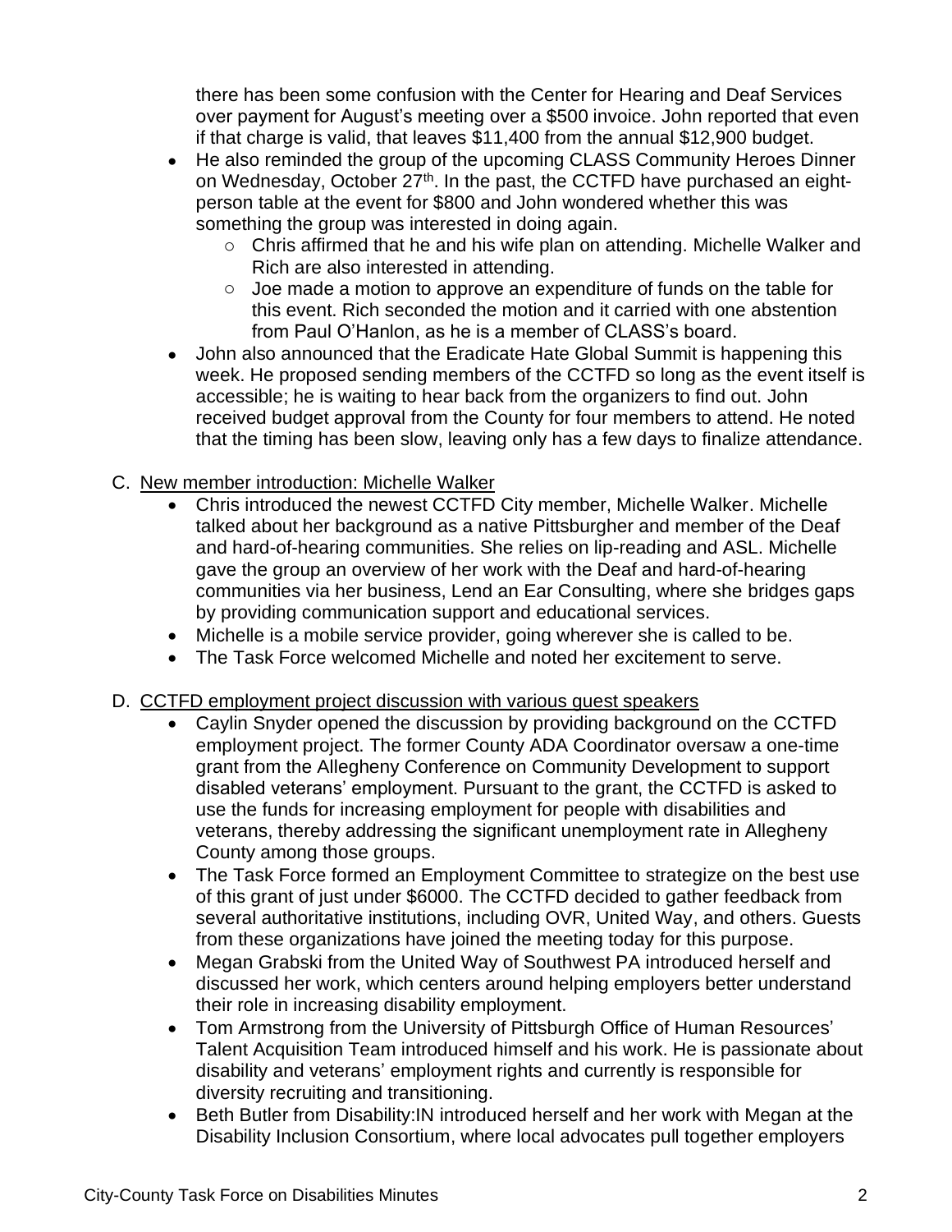there has been some confusion with the Center for Hearing and Deaf Services over payment for August's meeting over a $500 invoice. John reported that even if that charge is valid, that leaves $11,400 from the annual $12,900 budget.

- He also reminded the group of the upcoming CLASS Community Heroes Dinner on Wednesday, October 27th. In the past, the CCTFD have purchased an eight-person table at the event for $800 and John wondered whether this was something the group was interested in doing again.
    - Chris affirmed that he and his wife plan on attending. Michelle Walker and Rich are also interested in attending.
    - Joe made a motion to approve an expenditure of funds on the table for this event. Rich seconded the motion and it carried with one abstention from Paul O'Hanlon, as he is a member of CLASS's board.
- John also announced that the Eradicate Hate Global Summit is happening this week. He proposed sending members of the CCTFD so long as the event itself is accessible; he is waiting to hear back from the organizers to find out. John received budget approval from the County for four members to attend. He noted that the timing has been slow, leaving only has a few days to finalize attendance.

C. <u>New member introduction: Michelle Walker</u>

- Chris introduced the newest CCTFD City member, Michelle Walker. Michelle talked about her background as a native Pittsburgher and member of the Deaf and hard-of-hearing communities. She relies on lip-reading and ASL. Michelle gave the group an overview of her work with the Deaf and hard-of-hearing communities via her business, Lend an Ear Consulting, where she bridges gaps by providing communication support and educational services.
- Michelle is a mobile service provider, going wherever she is called to be.
- The Task Force welcomed Michelle and noted her excitement to serve.

D. <u>CCTFD employment project discussion with various guest speakers</u>

- Caylin Snyder opened the discussion by providing background on the CCTFD employment project. The former County ADA Coordinator oversaw a one-time grant from the Allegheny Conference on Community Development to support disabled veterans' employment. Pursuant to the grant, the CCTFD is asked to use the funds for increasing employment for people with disabilities and veterans, thereby addressing the significant unemployment rate in Allegheny County among those groups.
- The Task Force formed an Employment Committee to strategize on the best use of this grant of just under $6000. The CCTFD decided to gather feedback from several authoritative institutions, including OVR, United Way, and others. Guests from these organizations have joined the meeting today for this purpose.
- Megan Grabski from the United Way of Southwest PA introduced herself and discussed her work, which centers around helping employers better understand their role in increasing disability employment.
- Tom Armstrong from the University of Pittsburgh Office of Human Resources' Talent Acquisition Team introduced himself and his work. He is passionate about disability and veterans' employment rights and currently is responsible for diversity recruiting and transitioning.
- Beth Butler from Disability:IN introduced herself and her work with Megan at the Disability Inclusion Consortium, where local advocates pull together employers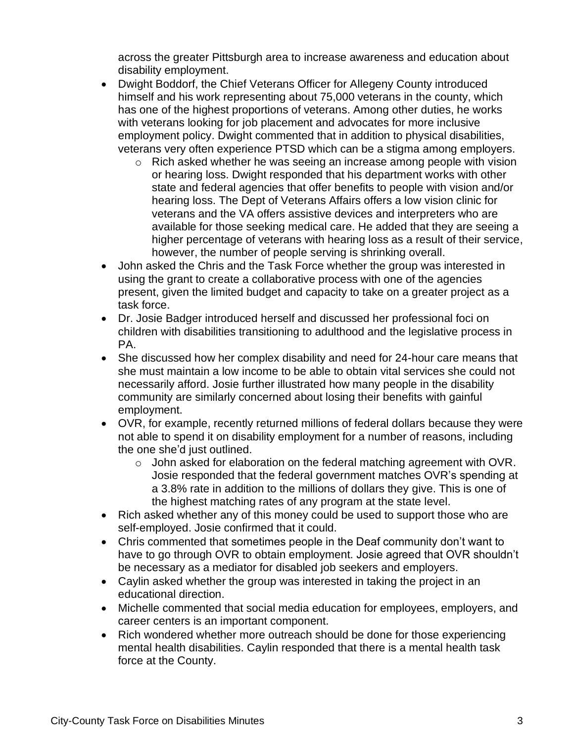across the greater Pittsburgh area to increase awareness and education about disability employment.

- Dwight Boddorf, the Chief Veterans Officer for Allegeny County introduced himself and his work representing about 75,000 veterans in the county, which has one of the highest proportions of veterans. Among other duties, he works with veterans looking for job placement and advocates for more inclusive employment policy. Dwight commented that in addition to physical disabilities, veterans very often experience PTSD which can be a stigma among employers.
    - Rich asked whether he was seeing an increase among people with vision or hearing loss. Dwight responded that his department works with other state and federal agencies that offer benefits to people with vision and/or hearing loss. The Dept of Veterans Affairs offers a low vision clinic for veterans and the VA offers assistive devices and interpreters who are available for those seeking medical care. He added that they are seeing a higher percentage of veterans with hearing loss as a result of their service, however, the number of people serving is shrinking overall.
- John asked the Chris and the Task Force whether the group was interested in using the grant to create a collaborative process with one of the agencies present, given the limited budget and capacity to take on a greater project as a task force.
- Dr. Josie Badger introduced herself and discussed her professional foci on children with disabilities transitioning to adulthood and the legislative process in PA.
- She discussed how her complex disability and need for 24-hour care means that she must maintain a low income to be able to obtain vital services she could not necessarily afford. Josie further illustrated how many people in the disability community are similarly concerned about losing their benefits with gainful employment.
- OVR, for example, recently returned millions of federal dollars because they were not able to spend it on disability employment for a number of reasons, including the one she'd just outlined.
    - John asked for elaboration on the federal matching agreement with OVR. Josie responded that the federal government matches OVR's spending at a 3.8% rate in addition to the millions of dollars they give. This is one of the highest matching rates of any program at the state level.
- Rich asked whether any of this money could be used to support those who are self-employed. Josie confirmed that it could.
- Chris commented that sometimes people in the Deaf community don't want to have to go through OVR to obtain employment. Josie agreed that OVR shouldn't be necessary as a mediator for disabled job seekers and employers.
- Caylin asked whether the group was interested in taking the project in an educational direction.
- Michelle commented that social media education for employees, employers, and career centers is an important component.
- Rich wondered whether more outreach should be done for those experiencing mental health disabilities. Caylin responded that there is a mental health task force at the County.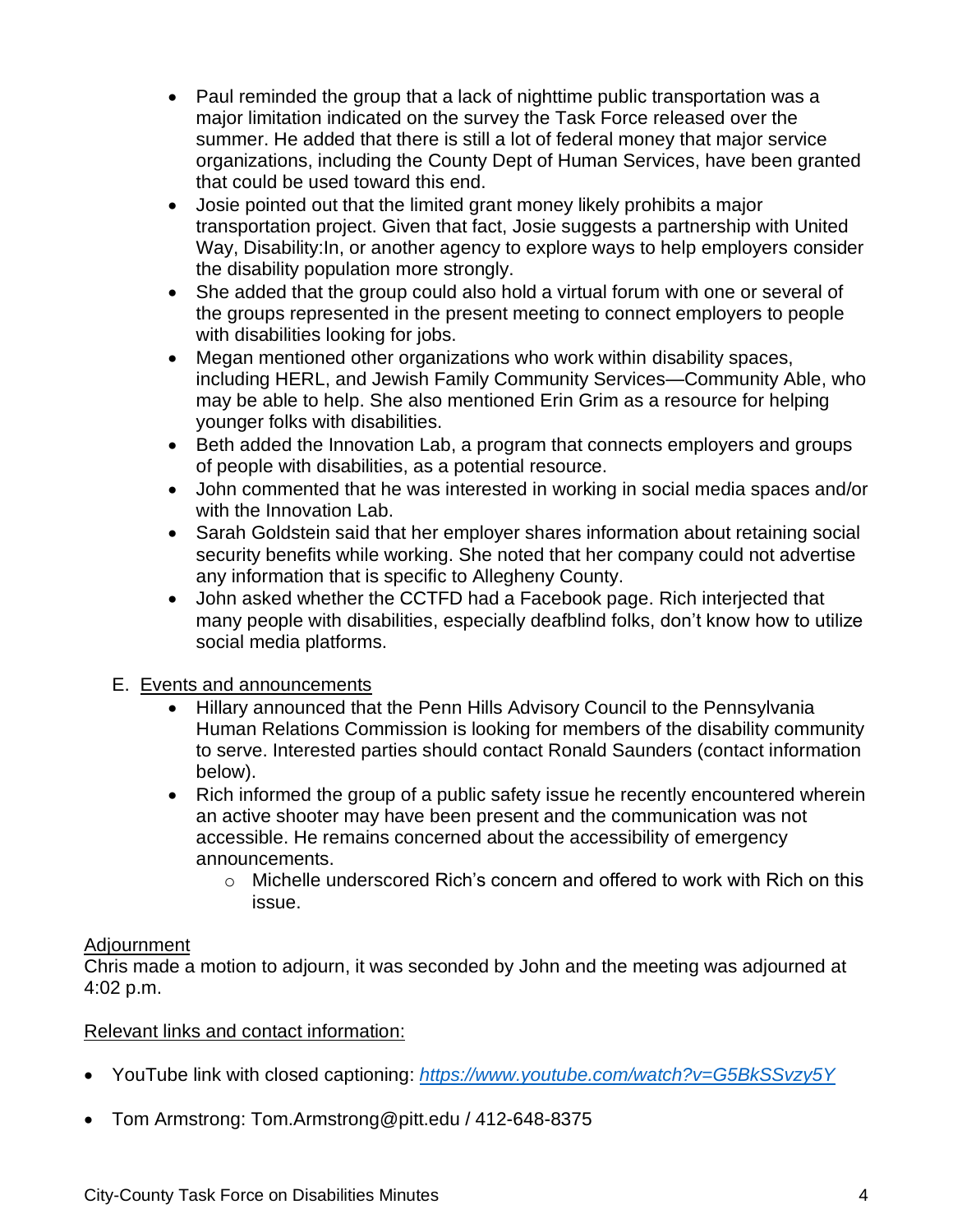- Paul reminded the group that a lack of nighttime public transportation was a major limitation indicated on the survey the Task Force released over the summer. He added that there is still a lot of federal money that major service organizations, including the County Dept of Human Services, have been granted that could be used toward this end.
- Josie pointed out that the limited grant money likely prohibits a major transportation project. Given that fact, Josie suggests a partnership with United Way, Disability:In, or another agency to explore ways to help employers consider the disability population more strongly.
- She added that the group could also hold a virtual forum with one or several of the groups represented in the present meeting to connect employers to people with disabilities looking for jobs.
- Megan mentioned other organizations who work within disability spaces, including HERL, and Jewish Family Community Services—Community Able, who may be able to help. She also mentioned Erin Grim as a resource for helping younger folks with disabilities.
- Beth added the Innovation Lab, a program that connects employers and groups of people with disabilities, as a potential resource.
- John commented that he was interested in working in social media spaces and/or with the Innovation Lab.
- Sarah Goldstein said that her employer shares information about retaining social security benefits while working. She noted that her company could not advertise any information that is specific to Allegheny County.
- John asked whether the CCTFD had a Facebook page. Rich interjected that many people with disabilities, especially deafblind folks, don't know how to utilize social media platforms.

E. Events and announcements
- Hillary announced that the Penn Hills Advisory Council to the Pennsylvania Human Relations Commission is looking for members of the disability community to serve. Interested parties should contact Ronald Saunders (contact information below).
- Rich informed the group of a public safety issue he recently encountered wherein an active shooter may have been present and the communication was not accessible. He remains concerned about the accessibility of emergency announcements.
  - Michelle underscored Rich's concern and offered to work with Rich on this issue.

Adjournment

Chris made a motion to adjourn, it was seconded by John and the meeting was adjourned at 4:02 p.m.

Relevant links and contact information:

- YouTube link with closed captioning: *https://www.youtube.com/watch?v=G5BkSSvzy5Y*
- Tom Armstrong: Tom.Armstrong@pitt.edu / 412-648-8375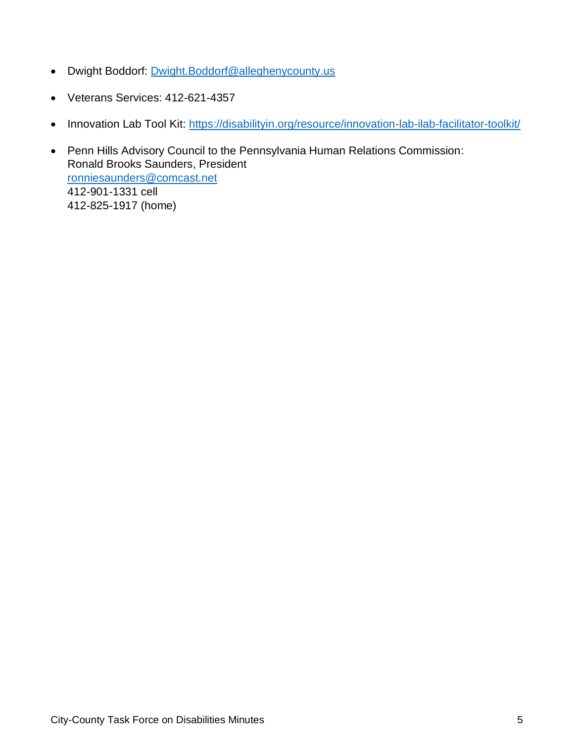- Dwight Boddorf: Dwight.Boddorf@alleghenycounty.us
- Veterans Services: 412-621-4357
- Innovation Lab Tool Kit: https://disabilityin.org/resource/innovation-lab-ilab-facilitator-toolkit/
- Penn Hills Advisory Council to the Pennsylvania Human Relations Commission:
  Ronald Brooks Saunders, President
  ronniesaunders@comcast.net
  412-901-1331 cell
  412-825-1917 (home)